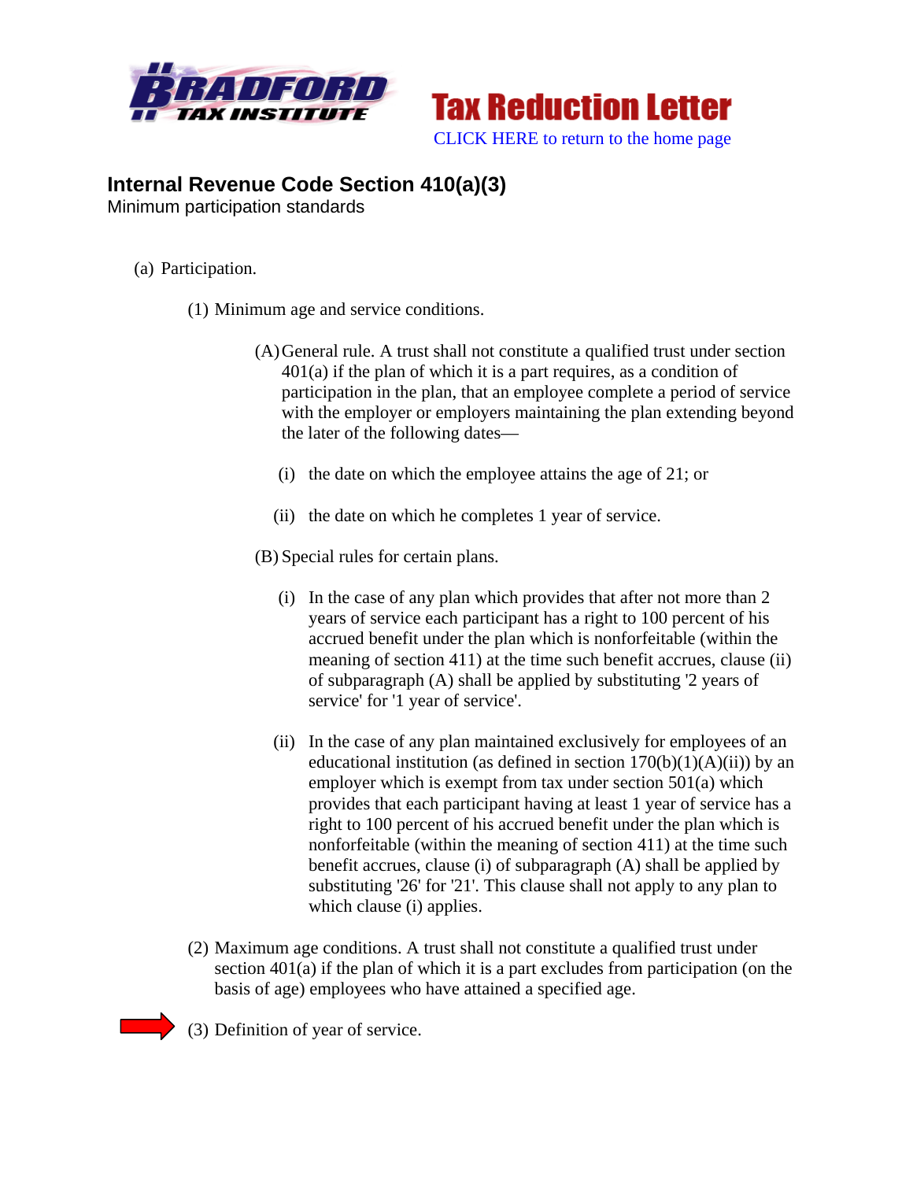Tax Reduction Letter

CLICK HERE to return to the home page

## Internal Revenue Code Section 410(a)(3)

Minimum participation standards

(a) Participation.

(1) Minimum age and service conditions.

(A) General rule. A trust shall not constitute a qualified trust under section 401(a) if the plan of which it is a part requires, as a condition of participation in the plan, that an employee complete a period of service with the employer or employers maintaining the plan extending beyond the later of the following dates—

(i) the date on which the employee attains the age of 21; or

(ii) the date on which he completes 1 year of service.

(B) Special rules for certain plans.

(i) In the case of any plan which provides that after not more than 2 years of service each participant has a right to 100 percent of his accrued benefit under the plan which is nonforfeitable (within the meaning of section 411) at the time such benefit accrues, clause (ii) of subparagraph (A) shall be applied by substituting '2 years of service' for '1 year of service'.

(ii) In the case of any plan maintained exclusively for employees of an educational institution (as defined in section 170(b)(1)(A)(ii)) by an employer which is exempt from tax under section 501(a) which provides that each participant having at least 1 year of service has a right to 100 percent of his accrued benefit under the plan which is nonforfeitable (within the meaning of section 411) at the time such benefit accrues, clause (i) of subparagraph (A) shall be applied by substituting '26' for '21'. This clause shall not apply to any plan to which clause (i) applies.

(2) Maximum age conditions. A trust shall not constitute a qualified trust under section 401(a) if the plan of which it is a part excludes from participation (on the basis of age) employees who have attained a specified age.

(3) Definition of year of service.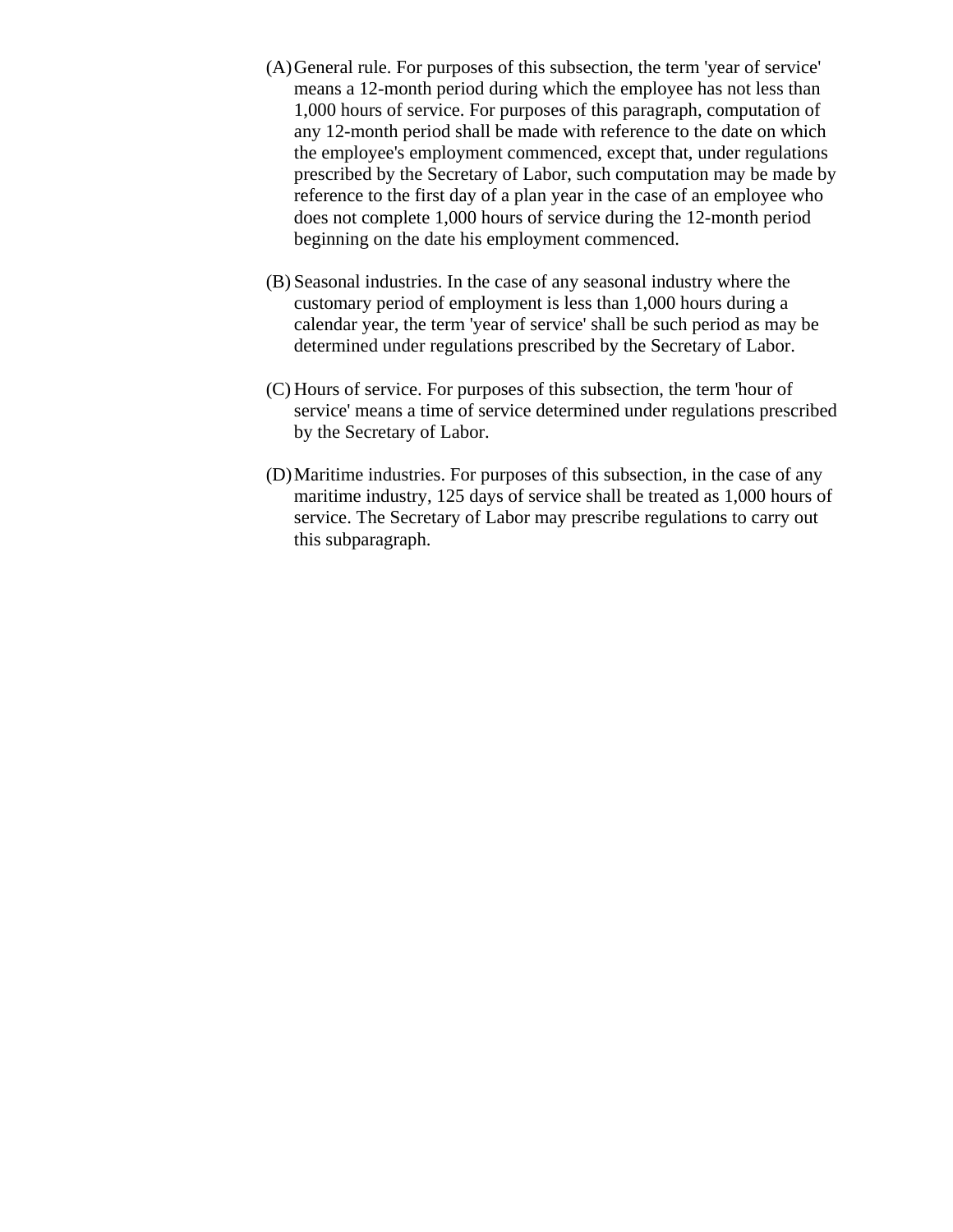(A) General rule. For purposes of this subsection, the term 'year of service' means a 12-month period during which the employee has not less than 1,000 hours of service. For purposes of this paragraph, computation of any 12-month period shall be made with reference to the date on which the employee's employment commenced, except that, under regulations prescribed by the Secretary of Labor, such computation may be made by reference to the first day of a plan year in the case of an employee who does not complete 1,000 hours of service during the 12-month period beginning on the date his employment commenced.

(B) Seasonal industries. In the case of any seasonal industry where the customary period of employment is less than 1,000 hours during a calendar year, the term 'year of service' shall be such period as may be determined under regulations prescribed by the Secretary of Labor.

(C) Hours of service. For purposes of this subsection, the term 'hour of service' means a time of service determined under regulations prescribed by the Secretary of Labor.

(D) Maritime industries. For purposes of this subsection, in the case of any maritime industry, 125 days of service shall be treated as 1,000 hours of service. The Secretary of Labor may prescribe regulations to carry out this subparagraph.